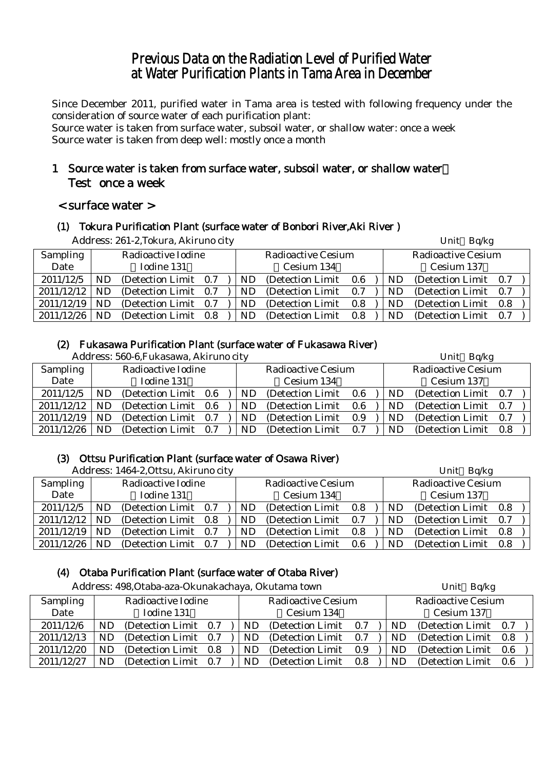# Previous Data on the Radiation Level of Purified Water at Water Purification Plants in Tama Area in December

Since December 2011, purified water in Tama area is tested with following frequency under the consideration of source water of each purification plant:

Source water is taken from surface water, subsoil water, or shallow water: once a week

Source water is taken from deep well: mostly once a month

## 1 Source water is taken from surface water, subsoil water, or shallow water： Test once a week

### < surface water >

#### (1) Tokura Purification Plant (surface water of Bonbori River,Aki River )

Address: 261-2,Tokura, Akiruno city

Unit：Bq/kg

| Sampling Date | Radioactive Iodine （Iodine 131） | Radioactive Cesium （Cesium 134） | Radioactive Cesium （Cesium 137） |
|---|---|---|---|
| 2011/12/5 | ND (Detection Limit 0.7 ) | ND (Detection Limit 0.6 ) | ND (Detection Limit 0.7 ) |
| 2011/12/12 | ND (Detection Limit 0.7 ) | ND (Detection Limit 0.7 ) | ND (Detection Limit 0.7 ) |
| 2011/12/19 | ND (Detection Limit 0.7 ) | ND (Detection Limit 0.8 ) | ND (Detection Limit 0.8 ) |
| 2011/12/26 | ND (Detection Limit 0.8 ) | ND (Detection Limit 0.8 ) | ND (Detection Limit 0.7 ) |

#### (2) Fukasawa Purification Plant (surface water of Fukasawa River)

Address: 560-6,Fukasawa, Akiruno city

Unit：Bq/kg

| Sampling Date | Radioactive Iodine （Iodine 131） | Radioactive Cesium （Cesium 134） | Radioactive Cesium （Cesium 137） |
|---|---|---|---|
| 2011/12/5 | ND (Detection Limit 0.6 ) | ND (Detection Limit 0.6 ) | ND (Detection Limit 0.7 ) |
| 2011/12/12 | ND (Detection Limit 0.6 ) | ND (Detection Limit 0.6 ) | ND (Detection Limit 0.7 ) |
| 2011/12/19 | ND (Detection Limit 0.7 ) | ND (Detection Limit 0.9 ) | ND (Detection Limit 0.7 ) |
| 2011/12/26 | ND (Detection Limit 0.7 ) | ND (Detection Limit 0.7 ) | ND (Detection Limit 0.8 ) |

#### (3) Ottsu Purification Plant (surface water of Osawa River)

Address: 1464-2,Ottsu, Akiruno city

Unit：Bq/kg

| Sampling Date | Radioactive Iodine （Iodine 131） | Radioactive Cesium （Cesium 134） | Radioactive Cesium （Cesium 137） |
|---|---|---|---|
| 2011/12/5 | ND (Detection Limit 0.7 ) | ND (Detection Limit 0.8 ) | ND (Detection Limit 0.8 ) |
| 2011/12/12 | ND (Detection Limit 0.8 ) | ND (Detection Limit 0.7 ) | ND (Detection Limit 0.7 ) |
| 2011/12/19 | ND (Detection Limit 0.7 ) | ND (Detection Limit 0.8 ) | ND (Detection Limit 0.8 ) |
| 2011/12/26 | ND (Detection Limit 0.7 ) | ND (Detection Limit 0.6 ) | ND (Detection Limit 0.8 ) |

#### (4) Otaba Purification Plant (surface water of Otaba River)

Address: 498,Otaba-aza-Okunakachaya, Okutama town

Unit：Bq/kg

| Sampling Date | Radioactive Iodine （Iodine 131） | Radioactive Cesium （Cesium 134） | Radioactive Cesium （Cesium 137） |
|---|---|---|---|
| 2011/12/6 | ND (Detection Limit 0.7 ) | ND (Detection Limit 0.7 ) | ND (Detection Limit 0.7 ) |
| 2011/12/13 | ND (Detection Limit 0.7 ) | ND (Detection Limit 0.7 ) | ND (Detection Limit 0.8 ) |
| 2011/12/20 | ND (Detection Limit 0.8 ) | ND (Detection Limit 0.9 ) | ND (Detection Limit 0.6 ) |
| 2011/12/27 | ND (Detection Limit 0.7 ) | ND (Detection Limit 0.8 ) | ND (Detection Limit 0.6 ) |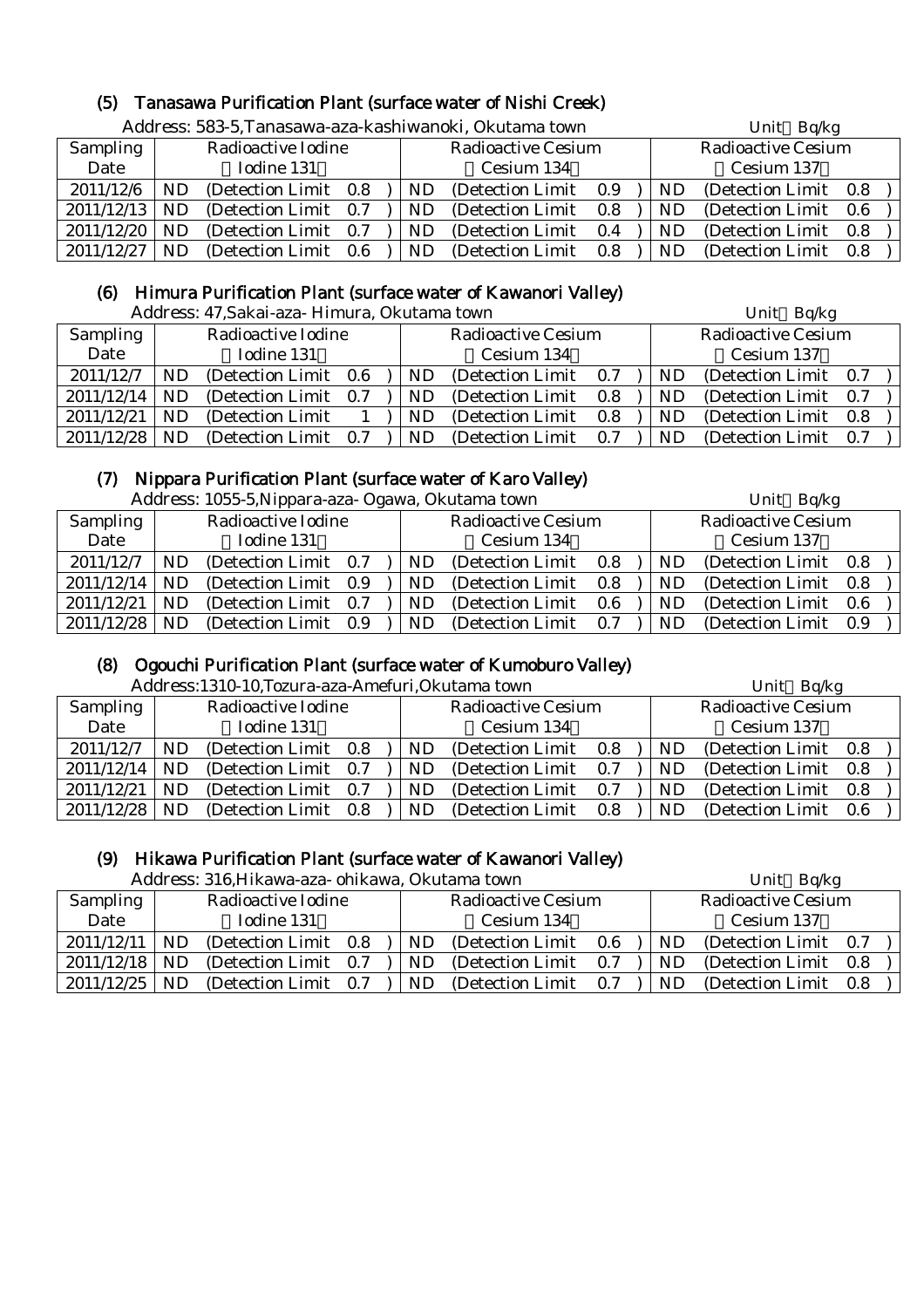### (5) Tanasawa Purification Plant (surface water of Nishi Creek)

Address: 583-5,Tanasawa-aza-kashiwanoki, Okutama town — Unit Bq/kg

| Sampling Date | Radioactive Iodine (Iodine 131) | Radioactive Cesium (Cesium 134) | Radioactive Cesium (Cesium 137) |
|---|---|---|---|
| 2011/12/6 | ND (Detection Limit 0.8) | ND (Detection Limit 0.9) | ND (Detection Limit 0.8) |
| 2011/12/13 | ND (Detection Limit 0.7) | ND (Detection Limit 0.8) | ND (Detection Limit 0.6) |
| 2011/12/20 | ND (Detection Limit 0.7) | ND (Detection Limit 0.4) | ND (Detection Limit 0.8) |
| 2011/12/27 | ND (Detection Limit 0.6) | ND (Detection Limit 0.8) | ND (Detection Limit 0.8) |

### (6) Himura Purification Plant (surface water of Kawanori Valley)

Address: 47,Sakai-aza- Himura, Okutama town — Unit Bq/kg

| Sampling Date | Radioactive Iodine (Iodine 131) | Radioactive Cesium (Cesium 134) | Radioactive Cesium (Cesium 137) |
|---|---|---|---|
| 2011/12/7 | ND (Detection Limit 0.6) | ND (Detection Limit 0.7) | ND (Detection Limit 0.7) |
| 2011/12/14 | ND (Detection Limit 0.7) | ND (Detection Limit 0.8) | ND (Detection Limit 0.7) |
| 2011/12/21 | ND (Detection Limit 1) | ND (Detection Limit 0.8) | ND (Detection Limit 0.8) |
| 2011/12/28 | ND (Detection Limit 0.7) | ND (Detection Limit 0.7) | ND (Detection Limit 0.7) |

### (7) Nippara Purification Plant (surface water of Karo Valley)

Address: 1055-5,Nippara-aza- Ogawa, Okutama town — Unit Bq/kg

| Sampling Date | Radioactive Iodine (Iodine 131) | Radioactive Cesium (Cesium 134) | Radioactive Cesium (Cesium 137) |
|---|---|---|---|
| 2011/12/7 | ND (Detection Limit 0.7) | ND (Detection Limit 0.8) | ND (Detection Limit 0.8) |
| 2011/12/14 | ND (Detection Limit 0.9) | ND (Detection Limit 0.8) | ND (Detection Limit 0.8) |
| 2011/12/21 | ND (Detection Limit 0.7) | ND (Detection Limit 0.6) | ND (Detection Limit 0.6) |
| 2011/12/28 | ND (Detection Limit 0.9) | ND (Detection Limit 0.7) | ND (Detection Limit 0.9) |

### (8) Ogouchi Purification Plant (surface water of Kumoburo Valley)

Address:1310-10,Tozura-aza-Amefuri,Okutama town — Unit Bq/kg

| Sampling Date | Radioactive Iodine (Iodine 131) | Radioactive Cesium (Cesium 134) | Radioactive Cesium (Cesium 137) |
|---|---|---|---|
| 2011/12/7 | ND (Detection Limit 0.8) | ND (Detection Limit 0.8) | ND (Detection Limit 0.8) |
| 2011/12/14 | ND (Detection Limit 0.7) | ND (Detection Limit 0.7) | ND (Detection Limit 0.8) |
| 2011/12/21 | ND (Detection Limit 0.7) | ND (Detection Limit 0.7) | ND (Detection Limit 0.8) |
| 2011/12/28 | ND (Detection Limit 0.8) | ND (Detection Limit 0.8) | ND (Detection Limit 0.6) |

### (9) Hikawa Purification Plant (surface water of Kawanori Valley)

Address: 316,Hikawa-aza- ohikawa, Okutama town — Unit Bq/kg

| Sampling Date | Radioactive Iodine (Iodine 131) | Radioactive Cesium (Cesium 134) | Radioactive Cesium (Cesium 137) |
|---|---|---|---|
| 2011/12/11 | ND (Detection Limit 0.8) | ND (Detection Limit 0.6) | ND (Detection Limit 0.7) |
| 2011/12/18 | ND (Detection Limit 0.7) | ND (Detection Limit 0.7) | ND (Detection Limit 0.8) |
| 2011/12/25 | ND (Detection Limit 0.7) | ND (Detection Limit 0.7) | ND (Detection Limit 0.8) |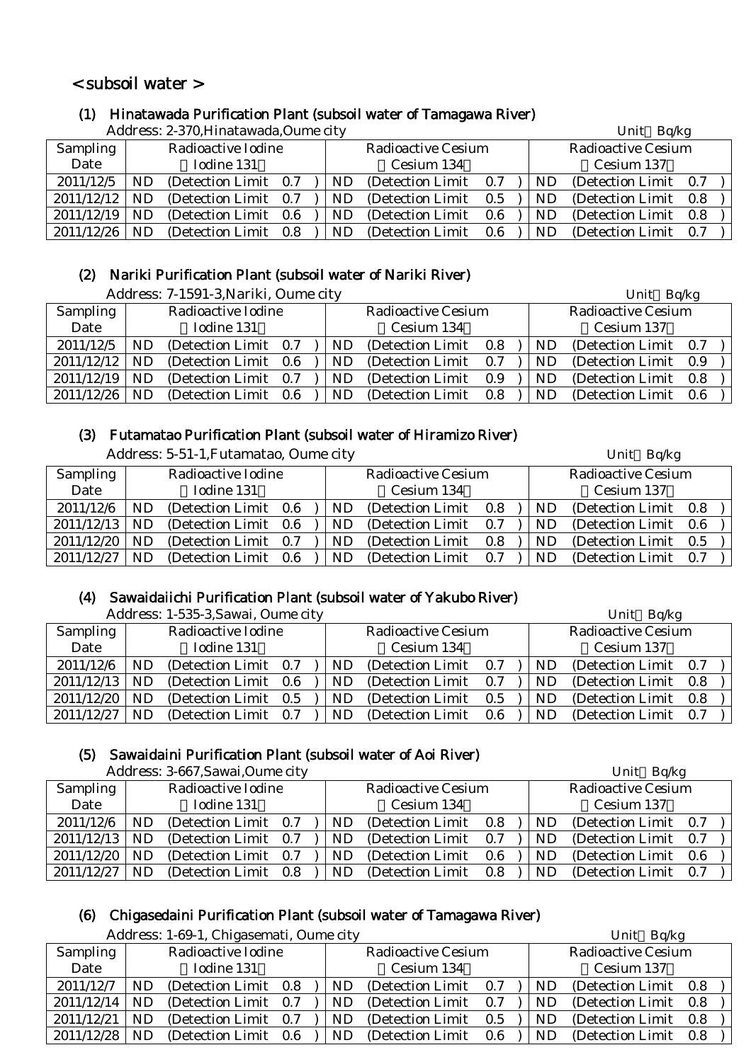## < subsoil water >

### (1) Hinatawada Purification Plant (subsoil water of Tamagawa River)

Address: 2-370,Hinatawada,Oume city　　　　　　　　　　　　　　　　　　　Unit：Bq/kg

| Sampling Date | Radioactive Iodine （Iodine 131） | Radioactive Cesium （Cesium 134） | Radioactive Cesium （Cesium 137） |
|---|---|---|---|
| 2011/12/5 | ND (Detection Limit 0.7 ) | ND (Detection Limit 0.7 ) | ND (Detection Limit 0.7 ) |
| 2011/12/12 | ND (Detection Limit 0.7 ) | ND (Detection Limit 0.5 ) | ND (Detection Limit 0.8 ) |
| 2011/12/19 | ND (Detection Limit 0.6 ) | ND (Detection Limit 0.6 ) | ND (Detection Limit 0.8 ) |
| 2011/12/26 | ND (Detection Limit 0.8 ) | ND (Detection Limit 0.6 ) | ND (Detection Limit 0.7 ) |

### (2) Nariki Purification Plant (subsoil water of Nariki River)

Address: 7-1591-3,Nariki, Oume city　　　　　　　　　　　　　　　　　　　Unit：Bq/kg

| Sampling Date | Radioactive Iodine （Iodine 131） | Radioactive Cesium （Cesium 134） | Radioactive Cesium （Cesium 137） |
|---|---|---|---|
| 2011/12/5 | ND (Detection Limit 0.7 ) | ND (Detection Limit 0.8 ) | ND (Detection Limit 0.7 ) |
| 2011/12/12 | ND (Detection Limit 0.6 ) | ND (Detection Limit 0.7 ) | ND (Detection Limit 0.9 ) |
| 2011/12/19 | ND (Detection Limit 0.7 ) | ND (Detection Limit 0.9 ) | ND (Detection Limit 0.8 ) |
| 2011/12/26 | ND (Detection Limit 0.6 ) | ND (Detection Limit 0.8 ) | ND (Detection Limit 0.6 ) |

### (3) Futamatao Purification Plant (subsoil water of Hiramizo River)

Address: 5-51-1,Futamatao, Oume city　　　　　　　　　　　　　　　　　　　Unit：Bq/kg

| Sampling Date | Radioactive Iodine （Iodine 131） | Radioactive Cesium （Cesium 134） | Radioactive Cesium （Cesium 137） |
|---|---|---|---|
| 2011/12/6 | ND (Detection Limit 0.6 ) | ND (Detection Limit 0.8 ) | ND (Detection Limit 0.8 ) |
| 2011/12/13 | ND (Detection Limit 0.6 ) | ND (Detection Limit 0.7 ) | ND (Detection Limit 0.6 ) |
| 2011/12/20 | ND (Detection Limit 0.7 ) | ND (Detection Limit 0.8 ) | ND (Detection Limit 0.5 ) |
| 2011/12/27 | ND (Detection Limit 0.6 ) | ND (Detection Limit 0.7 ) | ND (Detection Limit 0.7 ) |

### (4) Sawaidaiichi Purification Plant (subsoil water of Yakubo River)

Address: 1-535-3,Sawai, Oume city　　　　　　　　　　　　　　　　　　　Unit：Bq/kg

| Sampling Date | Radioactive Iodine （Iodine 131） | Radioactive Cesium （Cesium 134） | Radioactive Cesium （Cesium 137） |
|---|---|---|---|
| 2011/12/6 | ND (Detection Limit 0.7 ) | ND (Detection Limit 0.7 ) | ND (Detection Limit 0.7 ) |
| 2011/12/13 | ND (Detection Limit 0.6 ) | ND (Detection Limit 0.7 ) | ND (Detection Limit 0.8 ) |
| 2011/12/20 | ND (Detection Limit 0.5 ) | ND (Detection Limit 0.5 ) | ND (Detection Limit 0.8 ) |
| 2011/12/27 | ND (Detection Limit 0.7 ) | ND (Detection Limit 0.6 ) | ND (Detection Limit 0.7 ) |

### (5) Sawaidaini Purification Plant (subsoil water of Aoi River)

Address: 3-667,Sawai,Oume city　　　　　　　　　　　　　　　　　　　Unit：Bq/kg

| Sampling Date | Radioactive Iodine （Iodine 131） | Radioactive Cesium （Cesium 134） | Radioactive Cesium （Cesium 137） |
|---|---|---|---|
| 2011/12/6 | ND (Detection Limit 0.7 ) | ND (Detection Limit 0.8 ) | ND (Detection Limit 0.7 ) |
| 2011/12/13 | ND (Detection Limit 0.7 ) | ND (Detection Limit 0.7 ) | ND (Detection Limit 0.7 ) |
| 2011/12/20 | ND (Detection Limit 0.7 ) | ND (Detection Limit 0.6 ) | ND (Detection Limit 0.6 ) |
| 2011/12/27 | ND (Detection Limit 0.8 ) | ND (Detection Limit 0.8 ) | ND (Detection Limit 0.7 ) |

### (6) Chigasedaini Purification Plant (subsoil water of Tamagawa River)

Address: 1-69-1, Chigasemati, Oume city　　　　　　　　　　　　　　　　　　　Unit：Bq/kg

| Sampling Date | Radioactive Iodine （Iodine 131） | Radioactive Cesium （Cesium 134） | Radioactive Cesium （Cesium 137） |
|---|---|---|---|
| 2011/12/7 | ND (Detection Limit 0.8 ) | ND (Detection Limit 0.7 ) | ND (Detection Limit 0.8 ) |
| 2011/12/14 | ND (Detection Limit 0.7 ) | ND (Detection Limit 0.7 ) | ND (Detection Limit 0.8 ) |
| 2011/12/21 | ND (Detection Limit 0.7 ) | ND (Detection Limit 0.5 ) | ND (Detection Limit 0.8 ) |
| 2011/12/28 | ND (Detection Limit 0.6 ) | ND (Detection Limit 0.6 ) | ND (Detection Limit 0.8 ) |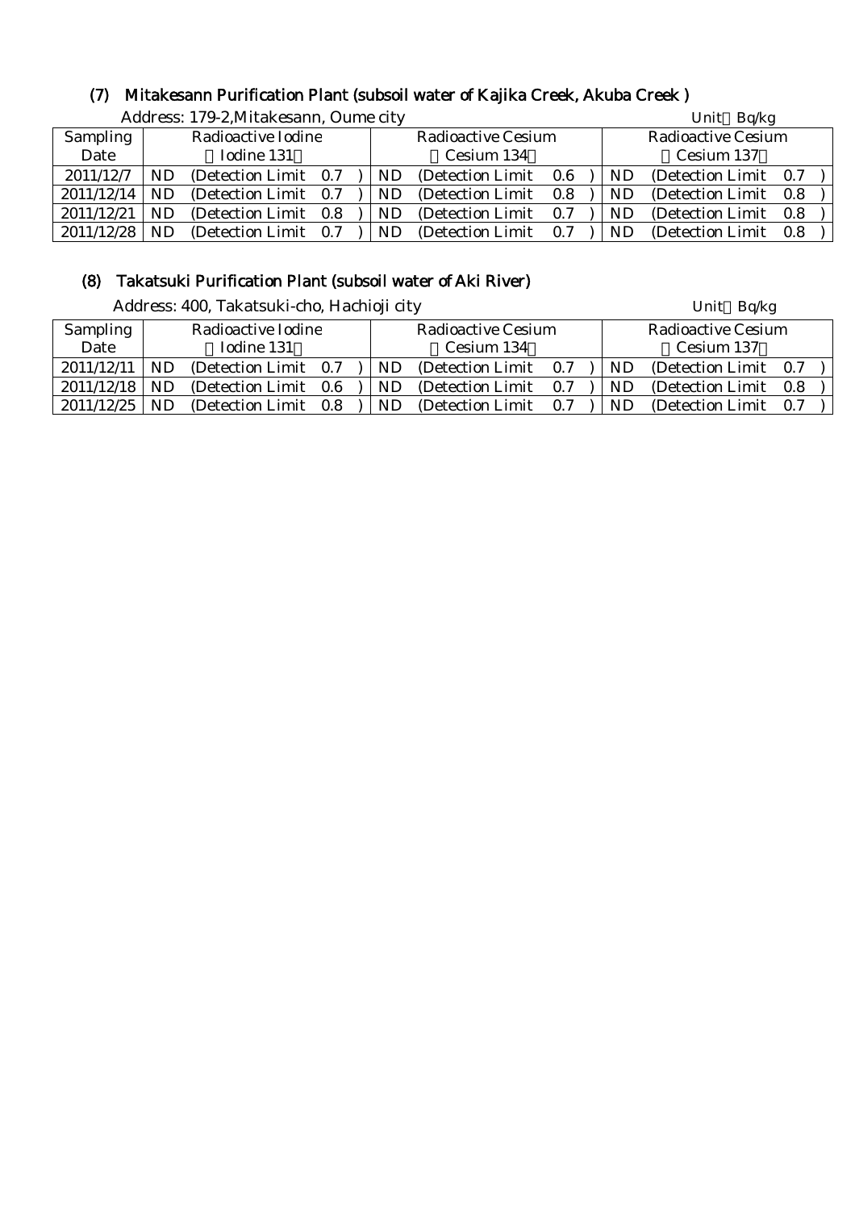## (7) Mitakesann Purification Plant (subsoil water of Kajika Creek, Akuba Creek )

Address: 179-2,Mitakesann, Oume city

Unit：Bq/kg

| Sampling Date | Radioactive Iodine （Iodine 131） | Radioactive Cesium （Cesium 134） | Radioactive Cesium （Cesium 137） |
|---|---|---|---|
| 2011/12/7 | ND (Detection Limit 0.7 ) | ND (Detection Limit 0.6 ) | ND (Detection Limit 0.7 ) |
| 2011/12/14 | ND (Detection Limit 0.7 ) | ND (Detection Limit 0.8 ) | ND (Detection Limit 0.8 ) |
| 2011/12/21 | ND (Detection Limit 0.8 ) | ND (Detection Limit 0.7 ) | ND (Detection Limit 0.8 ) |
| 2011/12/28 | ND (Detection Limit 0.7 ) | ND (Detection Limit 0.7 ) | ND (Detection Limit 0.8 ) |

## (8) Takatsuki Purification Plant (subsoil water of Aki River)

Address: 400, Takatsuki-cho, Hachioji city

Unit：Bq/kg

| Sampling Date | Radioactive Iodine （Iodine 131） | Radioactive Cesium （Cesium 134） | Radioactive Cesium （Cesium 137） |
|---|---|---|---|
| 2011/12/11 | ND (Detection Limit 0.7 ) | ND (Detection Limit 0.7 ) | ND (Detection Limit 0.7 ) |
| 2011/12/18 | ND (Detection Limit 0.6 ) | ND (Detection Limit 0.7 ) | ND (Detection Limit 0.8 ) |
| 2011/12/25 | ND (Detection Limit 0.8 ) | ND (Detection Limit 0.7 ) | ND (Detection Limit 0.7 ) |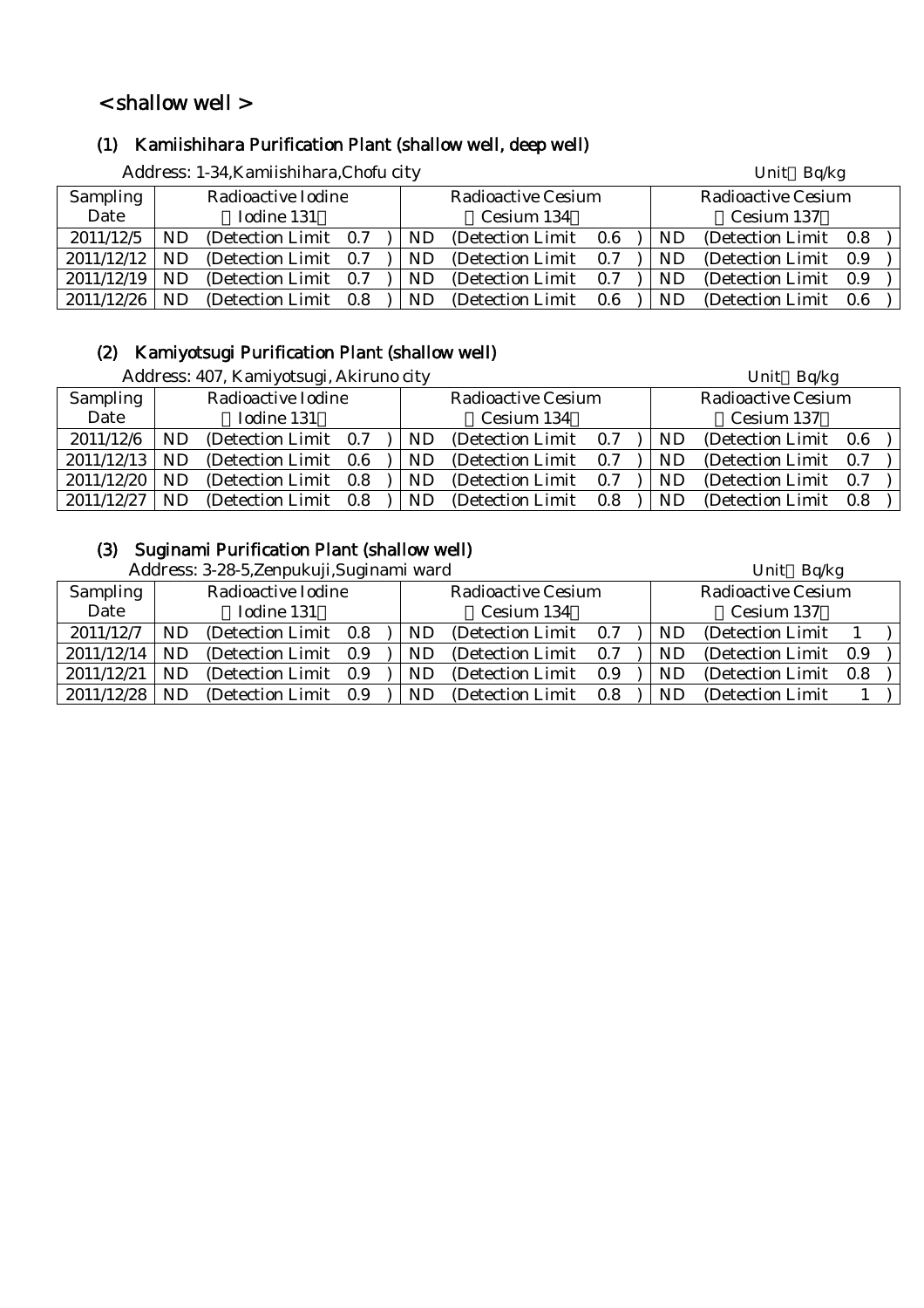# < shallow well >

## (1) Kamiishihara Purification Plant (shallow well, deep well)

Address: 1-34,Kamiishihara,Chofu city

Unit：Bq/kg

| Sampling Date | Radioactive Iodine (Iodine 131) | Radioactive Cesium (Cesium 134) | Radioactive Cesium (Cesium 137) |
|---|---|---|---|
| 2011/12/5 | ND (Detection Limit 0.7 ) | ND (Detection Limit 0.6 ) | ND (Detection Limit 0.8 ) |
| 2011/12/12 | ND (Detection Limit 0.7 ) | ND (Detection Limit 0.7 ) | ND (Detection Limit 0.9 ) |
| 2011/12/19 | ND (Detection Limit 0.7 ) | ND (Detection Limit 0.7 ) | ND (Detection Limit 0.9 ) |
| 2011/12/26 | ND (Detection Limit 0.8 ) | ND (Detection Limit 0.6 ) | ND (Detection Limit 0.6 ) |

## (2) Kamiyotsugi Purification Plant (shallow well)

Address: 407, Kamiyotsugi, Akiruno city

Unit：Bq/kg

| Sampling Date | Radioactive Iodine (Iodine 131) | Radioactive Cesium (Cesium 134) | Radioactive Cesium (Cesium 137) |
|---|---|---|---|
| 2011/12/6 | ND (Detection Limit 0.7 ) | ND (Detection Limit 0.7 ) | ND (Detection Limit 0.6 ) |
| 2011/12/13 | ND (Detection Limit 0.6 ) | ND (Detection Limit 0.7 ) | ND (Detection Limit 0.7 ) |
| 2011/12/20 | ND (Detection Limit 0.8 ) | ND (Detection Limit 0.7 ) | ND (Detection Limit 0.7 ) |
| 2011/12/27 | ND (Detection Limit 0.8 ) | ND (Detection Limit 0.8 ) | ND (Detection Limit 0.8 ) |

## (3) Suginami Purification Plant (shallow well)

Address: 3-28-5,Zenpukuji,Suginami ward

Unit：Bq/kg

| Sampling Date | Radioactive Iodine (Iodine 131) | Radioactive Cesium (Cesium 134) | Radioactive Cesium (Cesium 137) |
|---|---|---|---|
| 2011/12/7 | ND (Detection Limit 0.8 ) | ND (Detection Limit 0.7 ) | ND (Detection Limit 1 ) |
| 2011/12/14 | ND (Detection Limit 0.9 ) | ND (Detection Limit 0.7 ) | ND (Detection Limit 0.9 ) |
| 2011/12/21 | ND (Detection Limit 0.9 ) | ND (Detection Limit 0.9 ) | ND (Detection Limit 0.8 ) |
| 2011/12/28 | ND (Detection Limit 0.9 ) | ND (Detection Limit 0.8 ) | ND (Detection Limit 1 ) |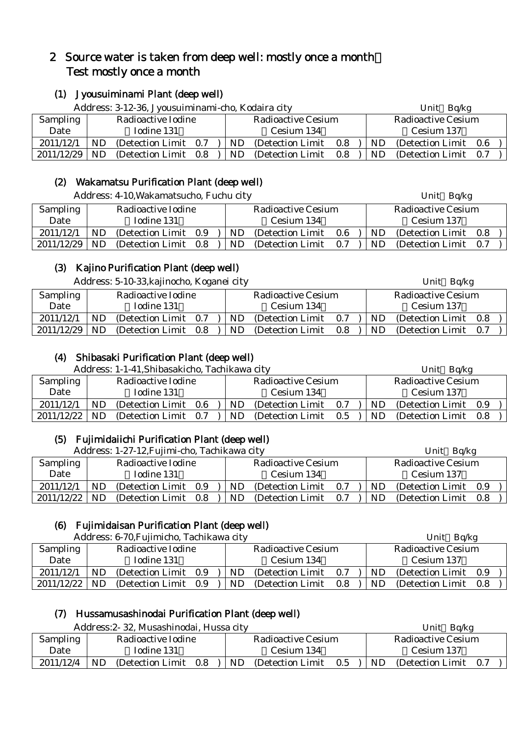## 2 Source water is taken from deep well: mostly once a month）Test mostly once a month

### (1) Jyousuiminami Plant (deep well)

Address: 3-12-36, Jyousuiminami-cho, Kodaira city

Unit：Bq/kg

| Sampling Date | Radioactive Iodine （Iodine 131） | Radioactive Cesium （Cesium 134） | Radioactive Cesium （Cesium 137） |
|---|---|---|---|
| 2011/12/1 | ND (Detection Limit 0.7 ) | ND (Detection Limit 0.8 ) | ND (Detection Limit 0.6 ) |
| 2011/12/29 | ND (Detection Limit 0.8 ) | ND (Detection Limit 0.8 ) | ND (Detection Limit 0.7 ) |

### (2) Wakamatsu Purification Plant (deep well)

Address: 4-10,Wakamatsucho, Fuchu city

Unit：Bq/kg

| Sampling Date | Radioactive Iodine （Iodine 131） | Radioactive Cesium （Cesium 134） | Radioactive Cesium （Cesium 137） |
|---|---|---|---|
| 2011/12/1 | ND (Detection Limit 0.9 ) | ND (Detection Limit 0.6 ) | ND (Detection Limit 0.8 ) |
| 2011/12/29 | ND (Detection Limit 0.8 ) | ND (Detection Limit 0.7 ) | ND (Detection Limit 0.7 ) |

### (3) Kajino Purification Plant (deep well)

Address: 5-10-33,kajinocho, Koganei city

Unit：Bq/kg

| Sampling Date | Radioactive Iodine （Iodine 131） | Radioactive Cesium （Cesium 134） | Radioactive Cesium （Cesium 137） |
|---|---|---|---|
| 2011/12/1 | ND (Detection Limit 0.7 ) | ND (Detection Limit 0.7 ) | ND (Detection Limit 0.8 ) |
| 2011/12/29 | ND (Detection Limit 0.8 ) | ND (Detection Limit 0.8 ) | ND (Detection Limit 0.7 ) |

### (4) Shibasaki Purification Plant (deep well)

Address: 1-1-41,Shibasakicho, Tachikawa city

Unit：Bq/kg

| Sampling Date | Radioactive Iodine （Iodine 131） | Radioactive Cesium （Cesium 134） | Radioactive Cesium （Cesium 137） |
|---|---|---|---|
| 2011/12/1 | ND (Detection Limit 0.6 ) | ND (Detection Limit 0.7 ) | ND (Detection Limit 0.9 ) |
| 2011/12/22 | ND (Detection Limit 0.7 ) | ND (Detection Limit 0.5 ) | ND (Detection Limit 0.8 ) |

### (5) Fujimidaiichi Purification Plant (deep well)

Address: 1-27-12,Fujimi-cho, Tachikawa city

Unit：Bq/kg

| Sampling Date | Radioactive Iodine （Iodine 131） | Radioactive Cesium （Cesium 134） | Radioactive Cesium （Cesium 137） |
|---|---|---|---|
| 2011/12/1 | ND (Detection Limit 0.9 ) | ND (Detection Limit 0.7 ) | ND (Detection Limit 0.9 ) |
| 2011/12/22 | ND (Detection Limit 0.8 ) | ND (Detection Limit 0.7 ) | ND (Detection Limit 0.8 ) |

### (6) Fujimidaisan Purification Plant (deep well)

Address: 6-70,Fujimicho, Tachikawa city

Unit：Bq/kg

| Sampling Date | Radioactive Iodine （Iodine 131） | Radioactive Cesium （Cesium 134） | Radioactive Cesium （Cesium 137） |
|---|---|---|---|
| 2011/12/1 | ND (Detection Limit 0.9 ) | ND (Detection Limit 0.7 ) | ND (Detection Limit 0.9 ) |
| 2011/12/22 | ND (Detection Limit 0.9 ) | ND (Detection Limit 0.8 ) | ND (Detection Limit 0.8 ) |

### (7) Hussamusashinodai Purification Plant (deep well)

Address:2- 32, Musashinodai, Hussa city

Unit：Bq/kg

| Sampling Date | Radioactive Iodine （Iodine 131） | Radioactive Cesium （Cesium 134） | Radioactive Cesium （Cesium 137） |
|---|---|---|---|
| 2011/12/4 | ND (Detection Limit 0.8 ) | ND (Detection Limit 0.5 ) | ND (Detection Limit 0.7 ) |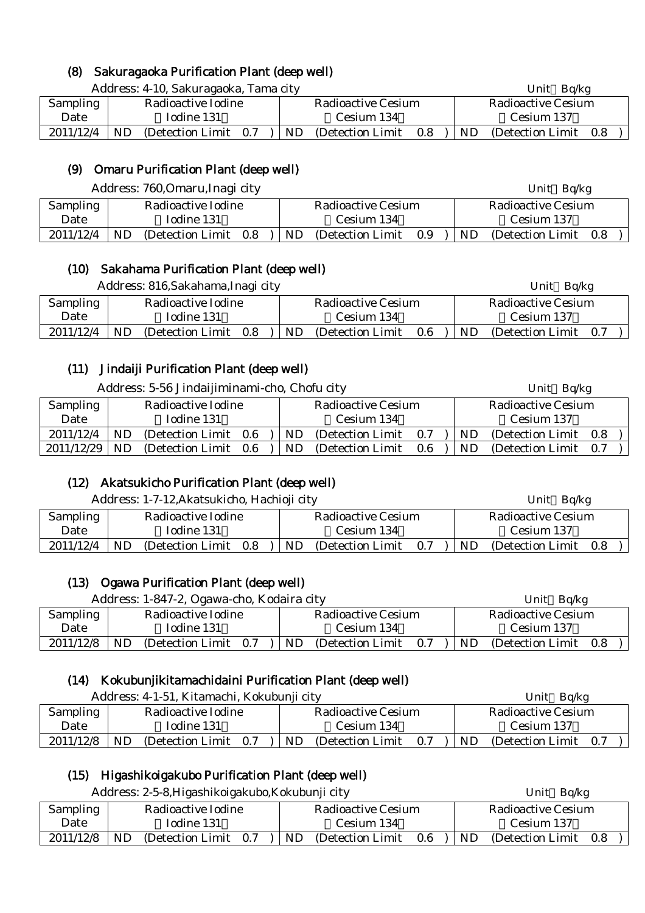### (8) Sakuragaoka Purification Plant (deep well)

Address: 4-10, Sakuragaoka, Tama city

Unit：Bq/kg

| Sampling Date | Radioactive Iodine （Iodine 131） | Radioactive Cesium （Cesium 134） | Radioactive Cesium （Cesium 137） |
|---|---|---|---|
| 2011/12/4 | ND (Detection Limit 0.7 ) | ND (Detection Limit 0.8 ) | ND (Detection Limit 0.8 ) |

### (9) Omaru Purification Plant (deep well)

Address: 760,Omaru,Inagi city

Unit：Bq/kg

| Sampling Date | Radioactive Iodine （Iodine 131） | Radioactive Cesium （Cesium 134） | Radioactive Cesium （Cesium 137） |
|---|---|---|---|
| 2011/12/4 | ND (Detection Limit 0.8 ) | ND (Detection Limit 0.9 ) | ND (Detection Limit 0.8 ) |

### (10) Sakahama Purification Plant (deep well)

Address: 816,Sakahama,Inagi city

Unit：Bq/kg

| Sampling Date | Radioactive Iodine （Iodine 131） | Radioactive Cesium （Cesium 134） | Radioactive Cesium （Cesium 137） |
|---|---|---|---|
| 2011/12/4 | ND (Detection Limit 0.8 ) | ND (Detection Limit 0.6 ) | ND (Detection Limit 0.7 ) |

### (11) Jindaiji Purification Plant (deep well)

Address: 5-56 Jindaijiminami-cho, Chofu city

Unit：Bq/kg

| Sampling Date | Radioactive Iodine （Iodine 131） | Radioactive Cesium （Cesium 134） | Radioactive Cesium （Cesium 137） |
|---|---|---|---|
| 2011/12/4 | ND (Detection Limit 0.6 ) | ND (Detection Limit 0.7 ) | ND (Detection Limit 0.8 ) |
| 2011/12/29 | ND (Detection Limit 0.6 ) | ND (Detection Limit 0.6 ) | ND (Detection Limit 0.7 ) |

### (12) Akatsukicho Purification Plant (deep well)

Address: 1-7-12,Akatsukicho, Hachioji city

Unit：Bq/kg

| Sampling Date | Radioactive Iodine （Iodine 131） | Radioactive Cesium （Cesium 134） | Radioactive Cesium （Cesium 137） |
|---|---|---|---|
| 2011/12/4 | ND (Detection Limit 0.8 ) | ND (Detection Limit 0.7 ) | ND (Detection Limit 0.8 ) |

### (13) Ogawa Purification Plant (deep well)

Address: 1-847-2, Ogawa-cho, Kodaira city

Unit：Bq/kg

| Sampling Date | Radioactive Iodine （Iodine 131） | Radioactive Cesium （Cesium 134） | Radioactive Cesium （Cesium 137） |
|---|---|---|---|
| 2011/12/8 | ND (Detection Limit 0.7 ) | ND (Detection Limit 0.7 ) | ND (Detection Limit 0.8 ) |

### (14) Kokubunjikitamachidaini Purification Plant (deep well)

Address: 4-1-51, Kitamachi, Kokubunji city

Unit：Bq/kg

| Sampling Date | Radioactive Iodine （Iodine 131） | Radioactive Cesium （Cesium 134） | Radioactive Cesium （Cesium 137） |
|---|---|---|---|
| 2011/12/8 | ND (Detection Limit 0.7 ) | ND (Detection Limit 0.7 ) | ND (Detection Limit 0.7 ) |

### (15) Higashikoigakubo Purification Plant (deep well)

Address: 2-5-8,Higashikoigakubo,Kokubunji city

Unit：Bq/kg

| Sampling Date | Radioactive Iodine （Iodine 131） | Radioactive Cesium （Cesium 134） | Radioactive Cesium （Cesium 137） |
|---|---|---|---|
| 2011/12/8 | ND (Detection Limit 0.7 ) | ND (Detection Limit 0.6 ) | ND (Detection Limit 0.8 ) |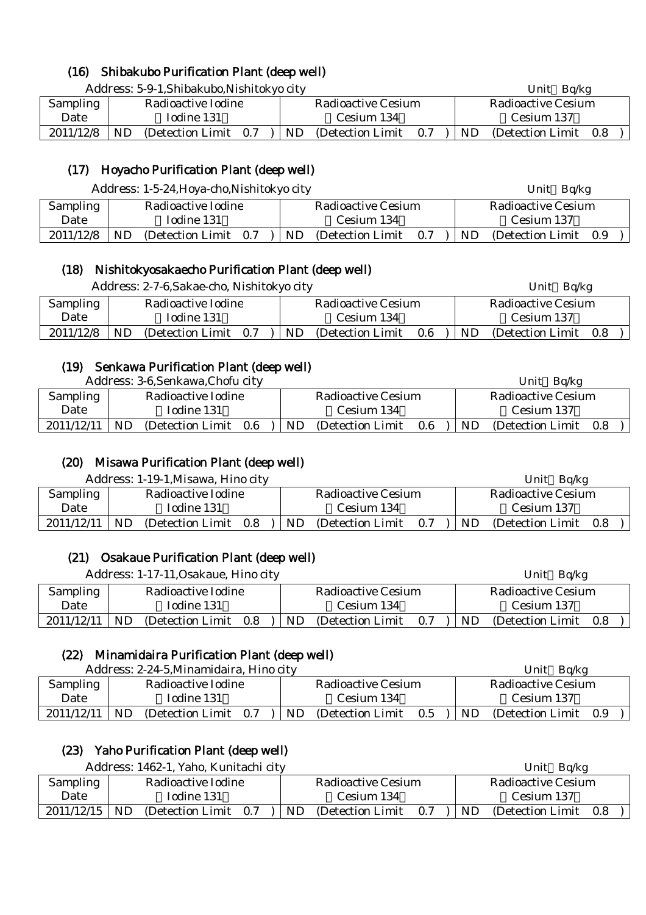## (16) Shibakubo Purification Plant (deep well)

Address: 5-9-1,Shibakubo,Nishitokyo city

Unit：Bq/kg

| Sampling Date | Radioactive Iodine （Iodine 131） | Radioactive Cesium （Cesium 134） | Radioactive Cesium （Cesium 137） |
|---|---|---|---|
| 2011/12/8 | ND (Detection Limit 0.7 ) | ND (Detection Limit 0.7 ) | ND (Detection Limit 0.8 ) |

## (17) Hoyacho Purification Plant (deep well)

Address: 1-5-24,Hoya-cho,Nishitokyo city

Unit：Bq/kg

| Sampling Date | Radioactive Iodine （Iodine 131） | Radioactive Cesium （Cesium 134） | Radioactive Cesium （Cesium 137） |
|---|---|---|---|
| 2011/12/8 | ND (Detection Limit 0.7 ) | ND (Detection Limit 0.7 ) | ND (Detection Limit 0.9 ) |

## (18) Nishitokyosakaecho Purification Plant (deep well)

Address: 2-7-6,Sakae-cho, Nishitokyo city

Unit：Bq/kg

| Sampling Date | Radioactive Iodine （Iodine 131） | Radioactive Cesium （Cesium 134） | Radioactive Cesium （Cesium 137） |
|---|---|---|---|
| 2011/12/8 | ND (Detection Limit 0.7 ) | ND (Detection Limit 0.6 ) | ND (Detection Limit 0.8 ) |

## (19) Senkawa Purification Plant (deep well)

Address: 3-6,Senkawa,Chofu city

Unit：Bq/kg

| Sampling Date | Radioactive Iodine （Iodine 131） | Radioactive Cesium （Cesium 134） | Radioactive Cesium （Cesium 137） |
|---|---|---|---|
| 2011/12/11 | ND (Detection Limit 0.6 ) | ND (Detection Limit 0.6 ) | ND (Detection Limit 0.8 ) |

## (20) Misawa Purification Plant (deep well)

Address: 1-19-1,Misawa, Hino city

Unit：Bq/kg

| Sampling Date | Radioactive Iodine （Iodine 131） | Radioactive Cesium （Cesium 134） | Radioactive Cesium （Cesium 137） |
|---|---|---|---|
| 2011/12/11 | ND (Detection Limit 0.8 ) | ND (Detection Limit 0.7 ) | ND (Detection Limit 0.8 ) |

## (21) Osakaue Purification Plant (deep well)

Address: 1-17-11,Osakaue, Hino city

Unit：Bq/kg

| Sampling Date | Radioactive Iodine （Iodine 131） | Radioactive Cesium （Cesium 134） | Radioactive Cesium （Cesium 137） |
|---|---|---|---|
| 2011/12/11 | ND (Detection Limit 0.8 ) | ND (Detection Limit 0.7 ) | ND (Detection Limit 0.8 ) |

## (22) Minamidaira Purification Plant (deep well)

Address: 2-24-5,Minamidaira, Hino city

Unit：Bq/kg

| Sampling Date | Radioactive Iodine （Iodine 131） | Radioactive Cesium （Cesium 134） | Radioactive Cesium （Cesium 137） |
|---|---|---|---|
| 2011/12/11 | ND (Detection Limit 0.7 ) | ND (Detection Limit 0.5 ) | ND (Detection Limit 0.9 ) |

## (23) Yaho Purification Plant (deep well)

Address: 1462-1, Yaho, Kunitachi city

Unit：Bq/kg

| Sampling Date | Radioactive Iodine （Iodine 131） | Radioactive Cesium （Cesium 134） | Radioactive Cesium （Cesium 137） |
|---|---|---|---|
| 2011/12/15 | ND (Detection Limit 0.7 ) | ND (Detection Limit 0.7 ) | ND (Detection Limit 0.8 ) |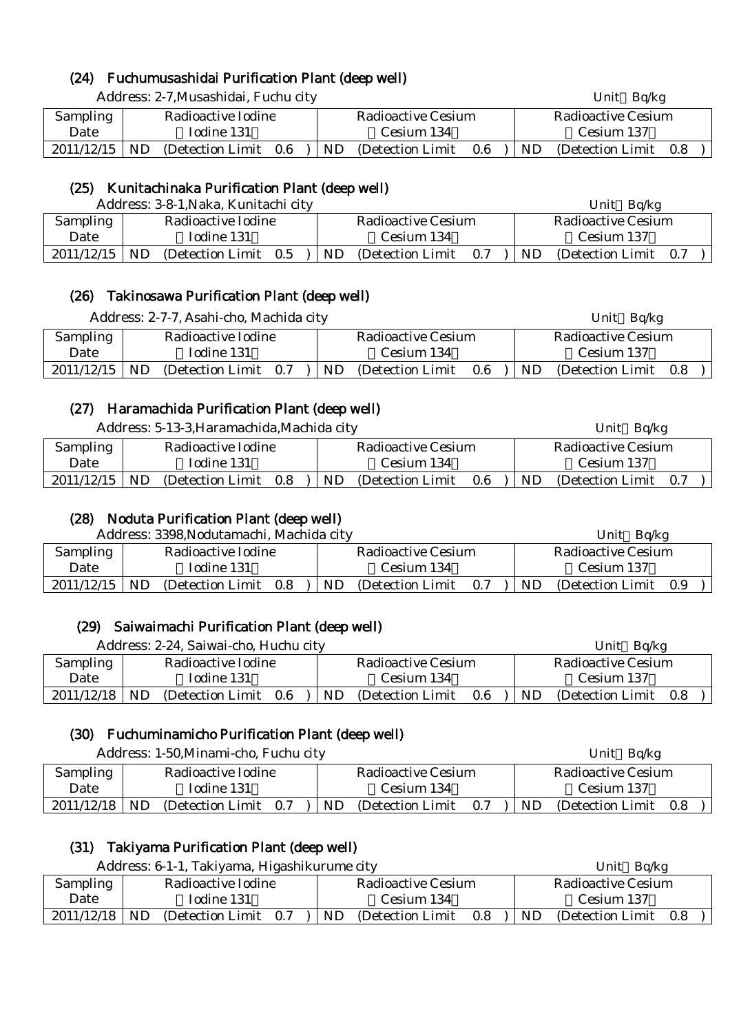## (24) Fuchumusashidai Purification Plant (deep well)

Address: 2-7,Musashidai, Fuchu city

Unit Bq/kg

| Sampling Date | Radioactive Iodine (Iodine 131) | Radioactive Cesium (Cesium 134) | Radioactive Cesium (Cesium 137) |
|---|---|---|---|
| 2011/12/15 | ND (Detection Limit 0.6 ) | ND (Detection Limit 0.6 ) | ND (Detection Limit 0.8 ) |

## (25) Kunitachinaka Purification Plant (deep well)

Address: 3-8-1,Naka, Kunitachi city

Unit Bq/kg

| Sampling Date | Radioactive Iodine (Iodine 131) | Radioactive Cesium (Cesium 134) | Radioactive Cesium (Cesium 137) |
|---|---|---|---|
| 2011/12/15 | ND (Detection Limit 0.5 ) | ND (Detection Limit 0.7 ) | ND (Detection Limit 0.7 ) |

## (26) Takinosawa Purification Plant (deep well)

Address: 2-7-7, Asahi-cho, Machida city

Unit Bq/kg

| Sampling Date | Radioactive Iodine (Iodine 131) | Radioactive Cesium (Cesium 134) | Radioactive Cesium (Cesium 137) |
|---|---|---|---|
| 2011/12/15 | ND (Detection Limit 0.7 ) | ND (Detection Limit 0.6 ) | ND (Detection Limit 0.8 ) |

## (27) Haramachida Purification Plant (deep well)

Address: 5-13-3,Haramachida,Machida city

Unit Bq/kg

| Sampling Date | Radioactive Iodine (Iodine 131) | Radioactive Cesium (Cesium 134) | Radioactive Cesium (Cesium 137) |
|---|---|---|---|
| 2011/12/15 | ND (Detection Limit 0.8 ) | ND (Detection Limit 0.6 ) | ND (Detection Limit 0.7 ) |

## (28) Noduta Purification Plant (deep well)

Address: 3398,Nodutamachi, Machida city

Unit Bq/kg

| Sampling Date | Radioactive Iodine (Iodine 131) | Radioactive Cesium (Cesium 134) | Radioactive Cesium (Cesium 137) |
|---|---|---|---|
| 2011/12/15 | ND (Detection Limit 0.8 ) | ND (Detection Limit 0.7 ) | ND (Detection Limit 0.9 ) |

## (29) Saiwaimachi Purification Plant (deep well)

Address: 2-24, Saiwai-cho, Huchu city

Unit Bq/kg

| Sampling Date | Radioactive Iodine (Iodine 131) | Radioactive Cesium (Cesium 134) | Radioactive Cesium (Cesium 137) |
|---|---|---|---|
| 2011/12/18 | ND (Detection Limit 0.6 ) | ND (Detection Limit 0.6 ) | ND (Detection Limit 0.8 ) |

## (30) Fuchuminamicho Purification Plant (deep well)

Address: 1-50,Minami-cho, Fuchu city

Unit Bq/kg

| Sampling Date | Radioactive Iodine (Iodine 131) | Radioactive Cesium (Cesium 134) | Radioactive Cesium (Cesium 137) |
|---|---|---|---|
| 2011/12/18 | ND (Detection Limit 0.7 ) | ND (Detection Limit 0.7 ) | ND (Detection Limit 0.8 ) |

## (31) Takiyama Purification Plant (deep well)

Address: 6-1-1, Takiyama, Higashikurume city

Unit Bq/kg

| Sampling Date | Radioactive Iodine (Iodine 131) | Radioactive Cesium (Cesium 134) | Radioactive Cesium (Cesium 137) |
|---|---|---|---|
| 2011/12/18 | ND (Detection Limit 0.7 ) | ND (Detection Limit 0.8 ) | ND (Detection Limit 0.8 ) |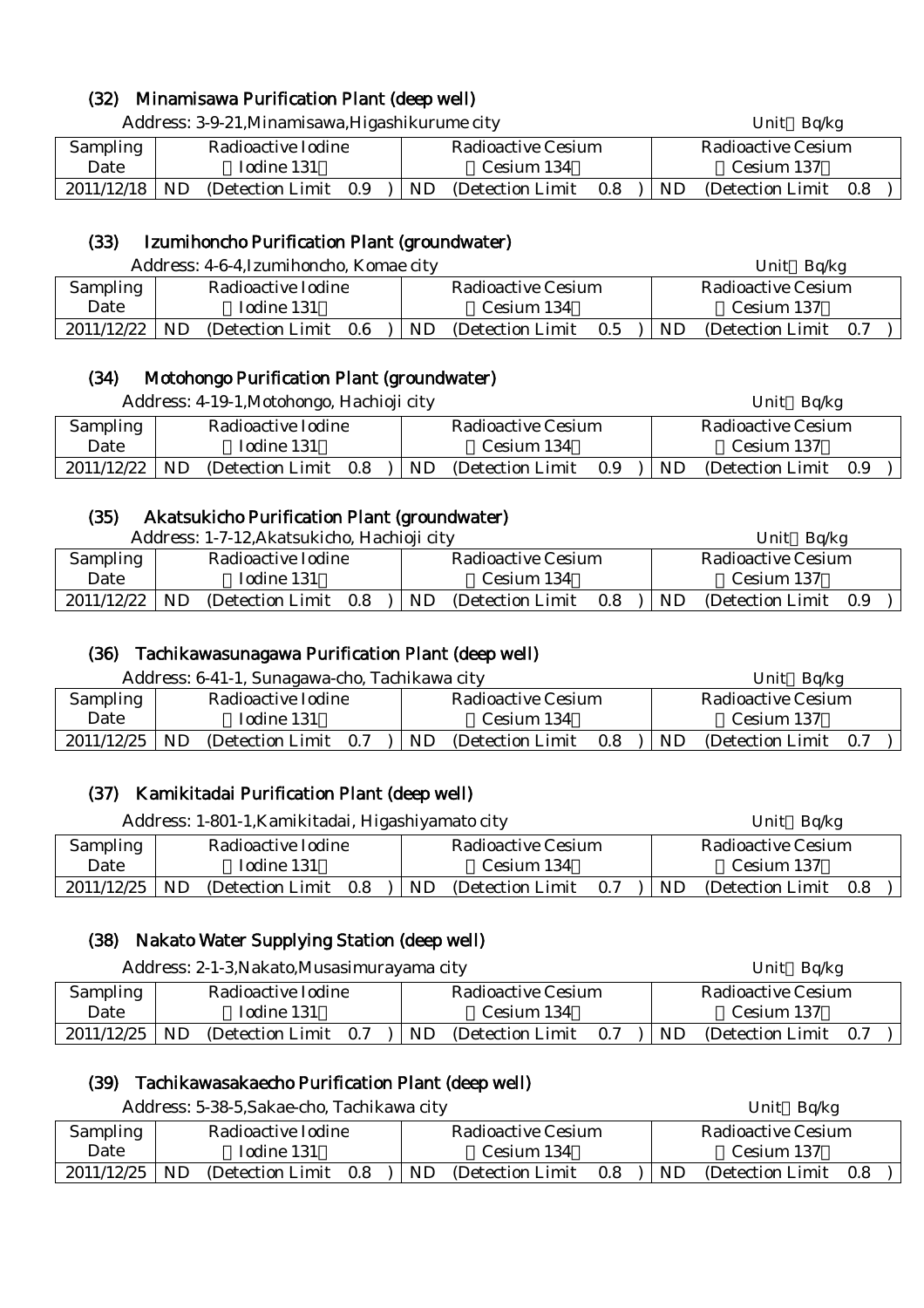### (32) Minamisawa Purification Plant (deep well)

Address: 3-9-21,Minamisawa,Higashikurume city　　Unit Bq/kg

| Sampling Date | Radioactive Iodine (Iodine 131) | Radioactive Cesium (Cesium 134) | Radioactive Cesium (Cesium 137) |
|---|---|---|---|
| 2011/12/18 | ND (Detection Limit 0.9 ) | ND (Detection Limit 0.8 ) | ND (Detection Limit 0.8 ) |

### (33) Izumihoncho Purification Plant (groundwater)

Address: 4-6-4,Izumihoncho, Komae city　　Unit Bq/kg

| Sampling Date | Radioactive Iodine (Iodine 131) | Radioactive Cesium (Cesium 134) | Radioactive Cesium (Cesium 137) |
|---|---|---|---|
| 2011/12/22 | ND (Detection Limit 0.6 ) | ND (Detection Limit 0.5 ) | ND (Detection Limit 0.7 ) |

### (34) Motohongo Purification Plant (groundwater)

Address: 4-19-1,Motohongo, Hachioji city　　Unit Bq/kg

| Sampling Date | Radioactive Iodine (Iodine 131) | Radioactive Cesium (Cesium 134) | Radioactive Cesium (Cesium 137) |
|---|---|---|---|
| 2011/12/22 | ND (Detection Limit 0.8 ) | ND (Detection Limit 0.9 ) | ND (Detection Limit 0.9 ) |

### (35) Akatsukicho Purification Plant (groundwater)

Address: 1-7-12,Akatsukicho, Hachioji city　　Unit Bq/kg

| Sampling Date | Radioactive Iodine (Iodine 131) | Radioactive Cesium (Cesium 134) | Radioactive Cesium (Cesium 137) |
|---|---|---|---|
| 2011/12/22 | ND (Detection Limit 0.8 ) | ND (Detection Limit 0.8 ) | ND (Detection Limit 0.9 ) |

### (36) Tachikawasunagawa Purification Plant (deep well)

Address: 6-41-1, Sunagawa-cho, Tachikawa city　　Unit Bq/kg

| Sampling Date | Radioactive Iodine (Iodine 131) | Radioactive Cesium (Cesium 134) | Radioactive Cesium (Cesium 137) |
|---|---|---|---|
| 2011/12/25 | ND (Detection Limit 0.7 ) | ND (Detection Limit 0.8 ) | ND (Detection Limit 0.7 ) |

### (37) Kamikitadai Purification Plant (deep well)

Address: 1-801-1,Kamikitadai, Higashiyamato city　　Unit Bq/kg

| Sampling Date | Radioactive Iodine (Iodine 131) | Radioactive Cesium (Cesium 134) | Radioactive Cesium (Cesium 137) |
|---|---|---|---|
| 2011/12/25 | ND (Detection Limit 0.8 ) | ND (Detection Limit 0.7 ) | ND (Detection Limit 0.8 ) |

### (38) Nakato Water Supplying Station (deep well)

Address: 2-1-3,Nakato,Musasimurayama city　　Unit Bq/kg

| Sampling Date | Radioactive Iodine (Iodine 131) | Radioactive Cesium (Cesium 134) | Radioactive Cesium (Cesium 137) |
|---|---|---|---|
| 2011/12/25 | ND (Detection Limit 0.7 ) | ND (Detection Limit 0.7 ) | ND (Detection Limit 0.7 ) |

### (39) Tachikawasakaecho Purification Plant (deep well)

Address: 5-38-5,Sakae-cho, Tachikawa city　　Unit Bq/kg

| Sampling Date | Radioactive Iodine (Iodine 131) | Radioactive Cesium (Cesium 134) | Radioactive Cesium (Cesium 137) |
|---|---|---|---|
| 2011/12/25 | ND (Detection Limit 0.8 ) | ND (Detection Limit 0.8 ) | ND (Detection Limit 0.8 ) |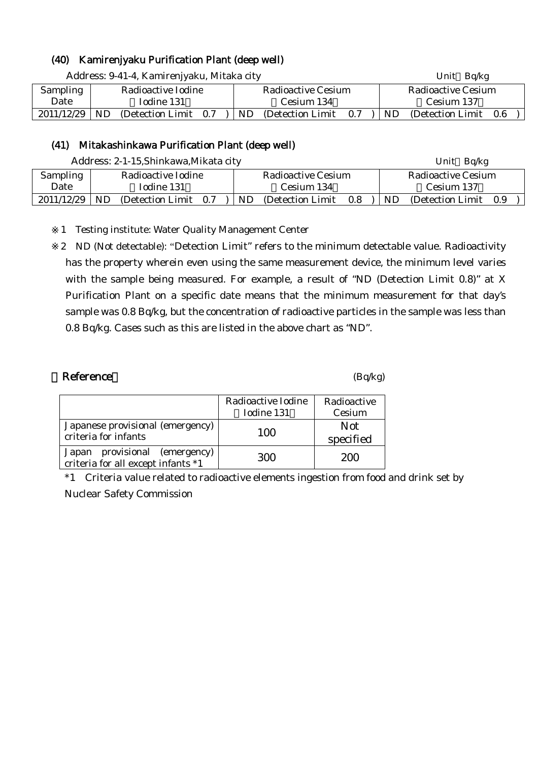### (40) Kamirenjyaku Purification Plant (deep well)

Address: 9-41-4, Kamirenjyaku, Mitaka city　　Unit：Bq/kg

| Sampling Date | Radioactive Iodine （Iodine 131） | Radioactive Cesium （Cesium 134） | Radioactive Cesium （Cesium 137） |
|---|---|---|---|
| 2011/12/29 | ND (Detection Limit 0.7 ) | ND (Detection Limit 0.7 ) | ND (Detection Limit 0.6 ) |

### (41) Mitakashinkawa Purification Plant (deep well)

Address: 2-1-15,Shinkawa,Mikata city　　Unit：Bq/kg

| Sampling Date | Radioactive Iodine （Iodine 131） | Radioactive Cesium （Cesium 134） | Radioactive Cesium （Cesium 137） |
|---|---|---|---|
| 2011/12/29 | ND (Detection Limit 0.7 ) | ND (Detection Limit 0.8 ) | ND (Detection Limit 0.9 ) |

※1 Testing institute: Water Quality Management Center

※2 ND (Not detectable): "Detection Limit" refers to the minimum detectable value. Radioactivity has the property wherein even using the same measurement device, the minimum level varies with the sample being measured. For example, a result of "ND (Detection Limit 0.8)" at X Purification Plant on a specific date means that the minimum measurement for that day's sample was 0.8 Bq/kg, but the concentration of radioactive particles in the sample was less than 0.8 Bq/kg. Cases such as this are listed in the above chart as "ND".

**【Reference】**　　(Bq/kg)

| | Radioactive Iodine （Iodine 131） | Radioactive Cesium |
|---|---|---|
| Japanese provisional (emergency) criteria for infants | 100 | Not specified |
| Japan provisional (emergency) criteria for all except infants *1 | 300 | 200 |

*1 Criteria value related to radioactive elements ingestion from food and drink set by Nuclear Safety Commission